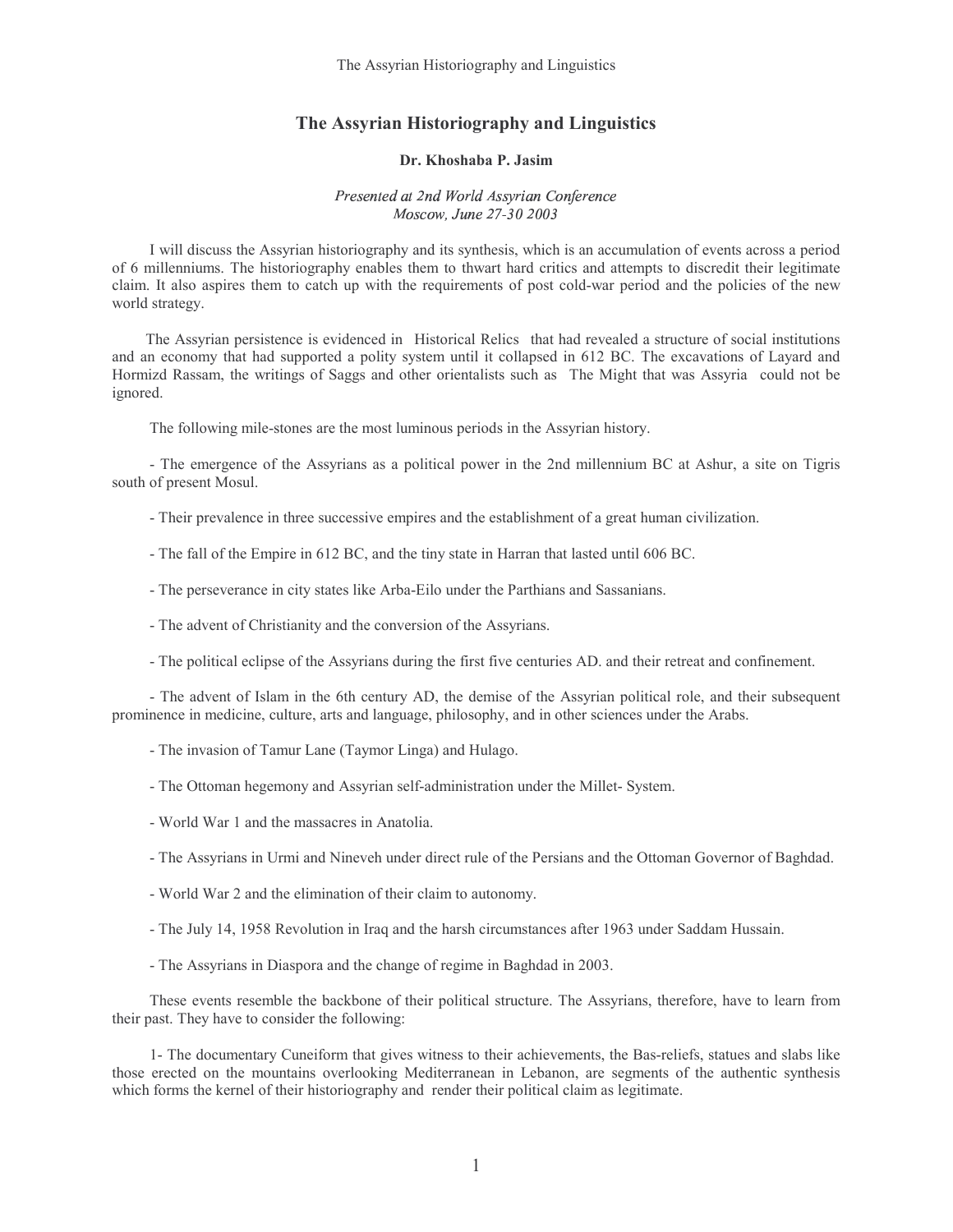# The Assyrian Historiography and Linguistics

**Dr. Khoshaba P. Jasim**

*Presented at 2nd World Assyrian Conference*
*Moscow, June 27-30 2003*

I will discuss the Assyrian historiography and its synthesis, which is an accumulation of events across a period of 6 millenniums. The historiography enables them to thwart hard critics and attempts to discredit their legitimate claim. It also aspires them to catch up with the requirements of post cold-war period and the policies of the new world strategy.

The Assyrian persistence is evidenced in Historical Relics that had revealed a structure of social institutions and an economy that had supported a polity system until it collapsed in 612 BC. The excavations of Layard and Hormizd Rassam, the writings of Saggs and other orientalists such as The Might that was Assyria could not be ignored.

The following mile-stones are the most luminous periods in the Assyrian history.

- The emergence of the Assyrians as a political power in the 2nd millennium BC at Ashur, a site on Tigris south of present Mosul.

- Their prevalence in three successive empires and the establishment of a great human civilization.

- The fall of the Empire in 612 BC, and the tiny state in Harran that lasted until 606 BC.

- The perseverance in city states like Arba-Eilo under the Parthians and Sassanians.

- The advent of Christianity and the conversion of the Assyrians.

- The political eclipse of the Assyrians during the first five centuries AD. and their retreat and confinement.

- The advent of Islam in the 6th century AD, the demise of the Assyrian political role, and their subsequent prominence in medicine, culture, arts and language, philosophy, and in other sciences under the Arabs.

- The invasion of Tamur Lane (Taymor Linga) and Hulago.

- The Ottoman hegemony and Assyrian self-administration under the Millet- System.

- World War 1 and the massacres in Anatolia.

- The Assyrians in Urmi and Nineveh under direct rule of the Persians and the Ottoman Governor of Baghdad.

- World War 2 and the elimination of their claim to autonomy.

- The July 14, 1958 Revolution in Iraq and the harsh circumstances after 1963 under Saddam Hussain.

- The Assyrians in Diaspora and the change of regime in Baghdad in 2003.

These events resemble the backbone of their political structure. The Assyrians, therefore, have to learn from their past. They have to consider the following:

1- The documentary Cuneiform that gives witness to their achievements, the Bas-reliefs, statues and slabs like those erected on the mountains overlooking Mediterranean in Lebanon, are segments of the authentic synthesis which forms the kernel of their historiography and render their political claim as legitimate.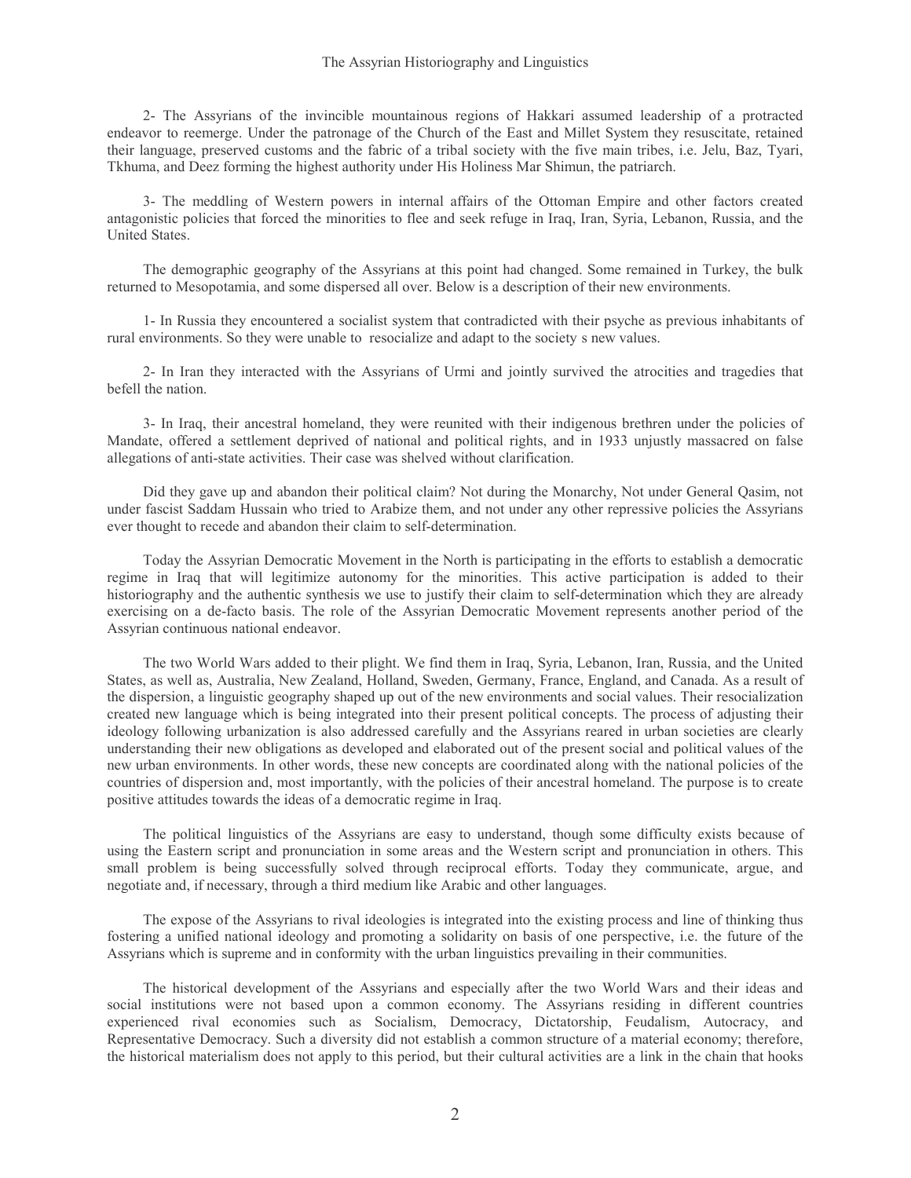2- The Assyrians of the invincible mountainous regions of Hakkari assumed leadership of a protracted endeavor to reemerge. Under the patronage of the Church of the East and Millet System they resuscitate, retained their language, preserved customs and the fabric of a tribal society with the five main tribes, i.e. Jelu, Baz, Tyari, Tkhuma, and Deez forming the highest authority under His Holiness Mar Shimun, the patriarch.

3- The meddling of Western powers in internal affairs of the Ottoman Empire and other factors created antagonistic policies that forced the minorities to flee and seek refuge in Iraq, Iran, Syria, Lebanon, Russia, and the United States.

The demographic geography of the Assyrians at this point had changed. Some remained in Turkey, the bulk returned to Mesopotamia, and some dispersed all over. Below is a description of their new environments.

1- In Russia they encountered a socialist system that contradicted with their psyche as previous inhabitants of rural environments. So they were unable to resocialize and adapt to the society s new values.

2- In Iran they interacted with the Assyrians of Urmi and jointly survived the atrocities and tragedies that befell the nation.

3- In Iraq, their ancestral homeland, they were reunited with their indigenous brethren under the policies of Mandate, offered a settlement deprived of national and political rights, and in 1933 unjustly massacred on false allegations of anti-state activities. Their case was shelved without clarification.

Did they gave up and abandon their political claim? Not during the Monarchy, Not under General Qasim, not under fascist Saddam Hussain who tried to Arabize them, and not under any other repressive policies the Assyrians ever thought to recede and abandon their claim to self-determination.

Today the Assyrian Democratic Movement in the North is participating in the efforts to establish a democratic regime in Iraq that will legitimize autonomy for the minorities. This active participation is added to their historiography and the authentic synthesis we use to justify their claim to self-determination which they are already exercising on a de-facto basis. The role of the Assyrian Democratic Movement represents another period of the Assyrian continuous national endeavor.

The two World Wars added to their plight. We find them in Iraq, Syria, Lebanon, Iran, Russia, and the United States, as well as, Australia, New Zealand, Holland, Sweden, Germany, France, England, and Canada. As a result of the dispersion, a linguistic geography shaped up out of the new environments and social values. Their resocialization created new language which is being integrated into their present political concepts. The process of adjusting their ideology following urbanization is also addressed carefully and the Assyrians reared in urban societies are clearly understanding their new obligations as developed and elaborated out of the present social and political values of the new urban environments. In other words, these new concepts are coordinated along with the national policies of the countries of dispersion and, most importantly, with the policies of their ancestral homeland. The purpose is to create positive attitudes towards the ideas of a democratic regime in Iraq.

The political linguistics of the Assyrians are easy to understand, though some difficulty exists because of using the Eastern script and pronunciation in some areas and the Western script and pronunciation in others. This small problem is being successfully solved through reciprocal efforts. Today they communicate, argue, and negotiate and, if necessary, through a third medium like Arabic and other languages.

The expose of the Assyrians to rival ideologies is integrated into the existing process and line of thinking thus fostering a unified national ideology and promoting a solidarity on basis of one perspective, i.e. the future of the Assyrians which is supreme and in conformity with the urban linguistics prevailing in their communities.

The historical development of the Assyrians and especially after the two World Wars and their ideas and social institutions were not based upon a common economy. The Assyrians residing in different countries experienced rival economies such as Socialism, Democracy, Dictatorship, Feudalism, Autocracy, and Representative Democracy. Such a diversity did not establish a common structure of a material economy; therefore, the historical materialism does not apply to this period, but their cultural activities are a link in the chain that hooks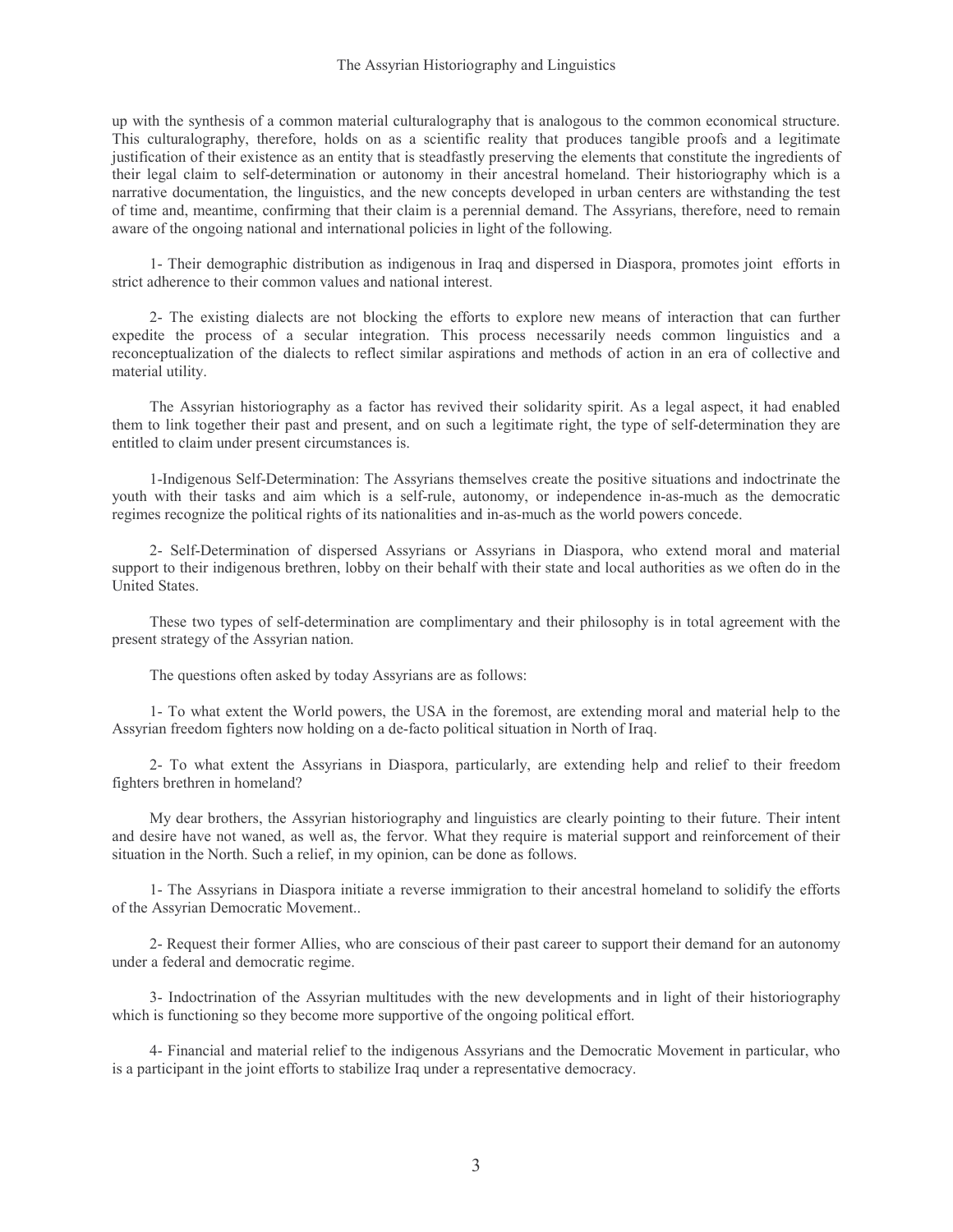up with the synthesis of a common material culturalography that is analogous to the common economical structure. This culturalography, therefore, holds on as a scientific reality that produces tangible proofs and a legitimate justification of their existence as an entity that is steadfastly preserving the elements that constitute the ingredients of their legal claim to self-determination or autonomy in their ancestral homeland. Their historiography which is a narrative documentation, the linguistics, and the new concepts developed in urban centers are withstanding the test of time and, meantime, confirming that their claim is a perennial demand. The Assyrians, therefore, need to remain aware of the ongoing national and international policies in light of the following.

1- Their demographic distribution as indigenous in Iraq and dispersed in Diaspora, promotes joint efforts in strict adherence to their common values and national interest.

2- The existing dialects are not blocking the efforts to explore new means of interaction that can further expedite the process of a secular integration. This process necessarily needs common linguistics and a reconceptualization of the dialects to reflect similar aspirations and methods of action in an era of collective and material utility.

The Assyrian historiography as a factor has revived their solidarity spirit. As a legal aspect, it had enabled them to link together their past and present, and on such a legitimate right, the type of self-determination they are entitled to claim under present circumstances is.

1-Indigenous Self-Determination: The Assyrians themselves create the positive situations and indoctrinate the youth with their tasks and aim which is a self-rule, autonomy, or independence in-as-much as the democratic regimes recognize the political rights of its nationalities and in-as-much as the world powers concede.

2- Self-Determination of dispersed Assyrians or Assyrians in Diaspora, who extend moral and material support to their indigenous brethren, lobby on their behalf with their state and local authorities as we often do in the United States.

These two types of self-determination are complimentary and their philosophy is in total agreement with the present strategy of the Assyrian nation.

The questions often asked by today Assyrians are as follows:

1- To what extent the World powers, the USA in the foremost, are extending moral and material help to the Assyrian freedom fighters now holding on a de-facto political situation in North of Iraq.

2- To what extent the Assyrians in Diaspora, particularly, are extending help and relief to their freedom fighters brethren in homeland?

My dear brothers, the Assyrian historiography and linguistics are clearly pointing to their future. Their intent and desire have not waned, as well as, the fervor. What they require is material support and reinforcement of their situation in the North. Such a relief, in my opinion, can be done as follows.

1- The Assyrians in Diaspora initiate a reverse immigration to their ancestral homeland to solidify the efforts of the Assyrian Democratic Movement..

2- Request their former Allies, who are conscious of their past career to support their demand for an autonomy under a federal and democratic regime.

3- Indoctrination of the Assyrian multitudes with the new developments and in light of their historiography which is functioning so they become more supportive of the ongoing political effort.

4- Financial and material relief to the indigenous Assyrians and the Democratic Movement in particular, who is a participant in the joint efforts to stabilize Iraq under a representative democracy.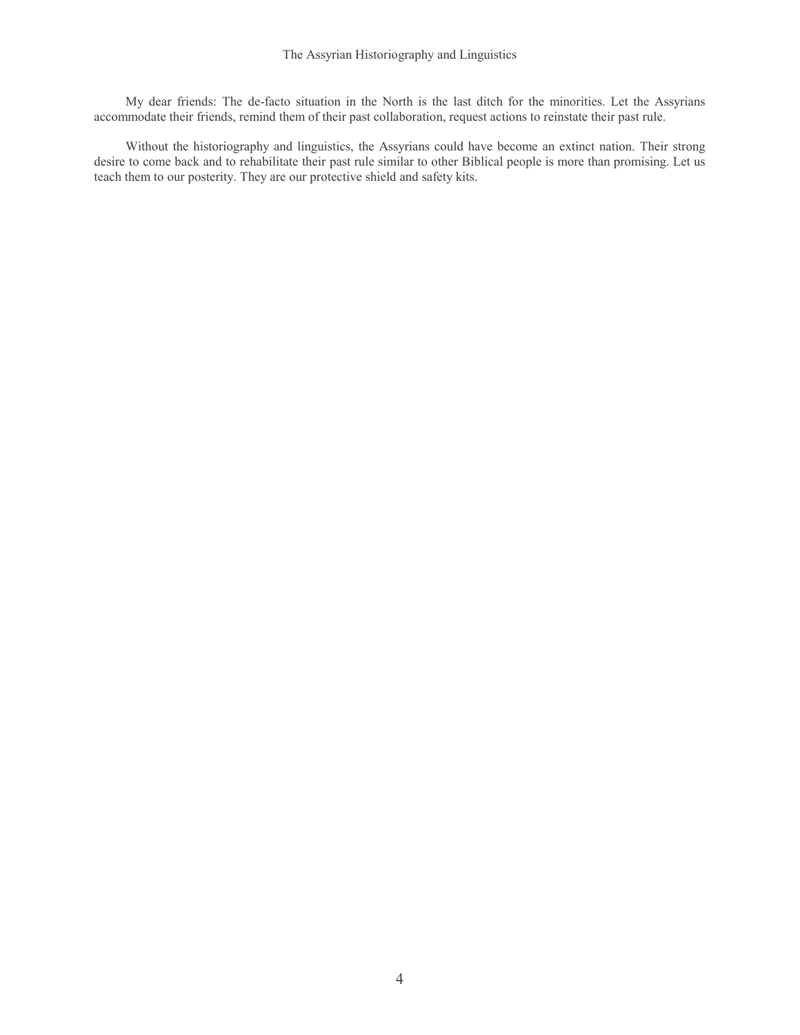My dear friends: The de-facto situation in the North is the last ditch for the minorities. Let the Assyrians accommodate their friends, remind them of their past collaboration, request actions to reinstate their past rule.

Without the historiography and linguistics, the Assyrians could have become an extinct nation. Their strong desire to come back and to rehabilitate their past rule similar to other Biblical people is more than promising. Let us teach them to our posterity. They are our protective shield and safety kits.